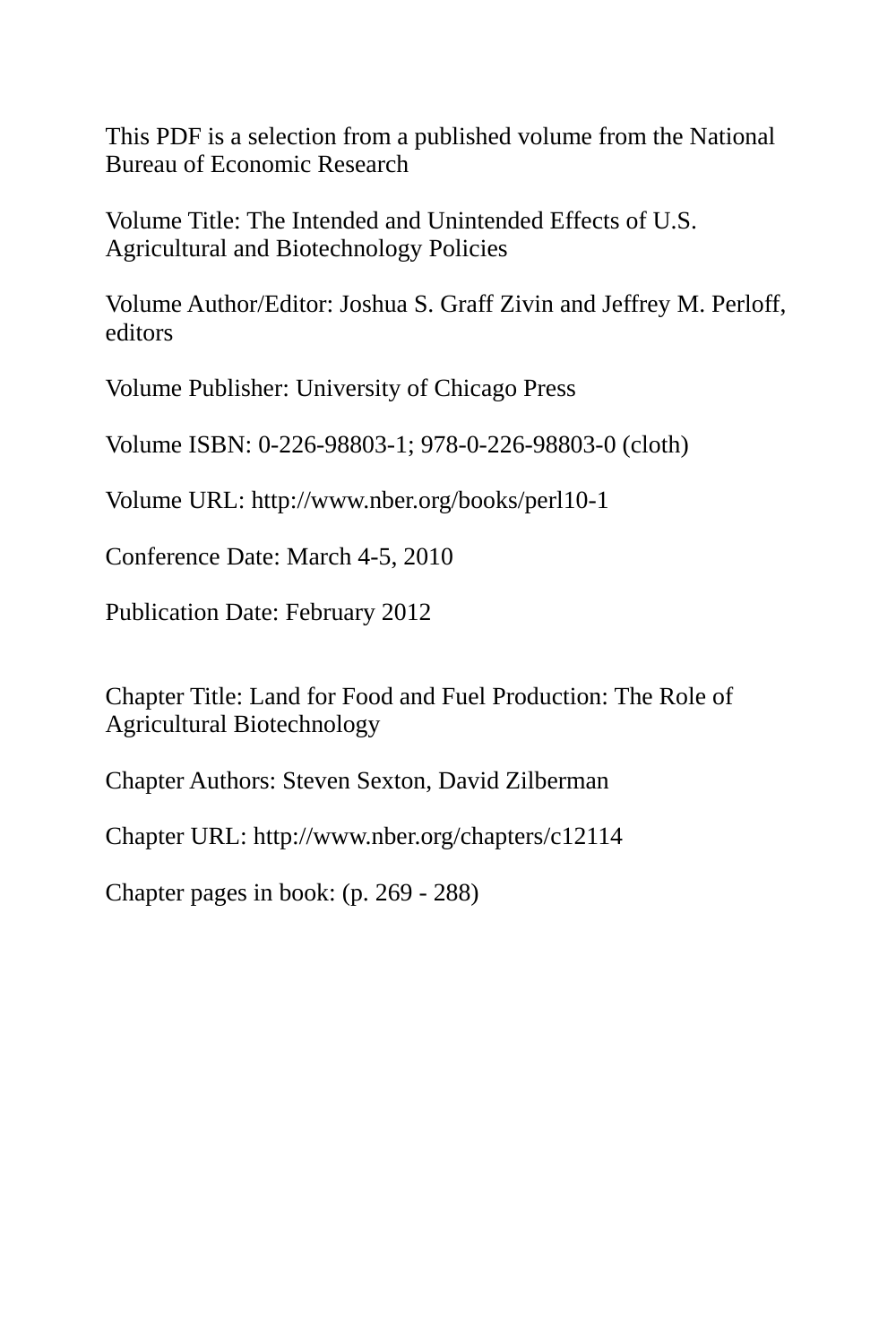This PDF is a selection from a published volume from the National Bureau of Economic Research

Volume Title: The Intended and Unintended Effects of U.S. Agricultural and Biotechnology Policies

Volume Author/Editor: Joshua S. Graff Zivin and Jeffrey M. Perloff, editors

Volume Publisher: University of Chicago Press

Volume ISBN: 0-226-98803-1; 978-0-226-98803-0 (cloth)

Volume URL: http://www.nber.org/books/perl10-1

Conference Date: March 4-5, 2010

Publication Date: February 2012

Chapter Title: Land for Food and Fuel Production: The Role of Agricultural Biotechnology

Chapter Authors: Steven Sexton, David Zilberman

Chapter URL: http://www.nber.org/chapters/c12114

Chapter pages in book: (p. 269 - 288)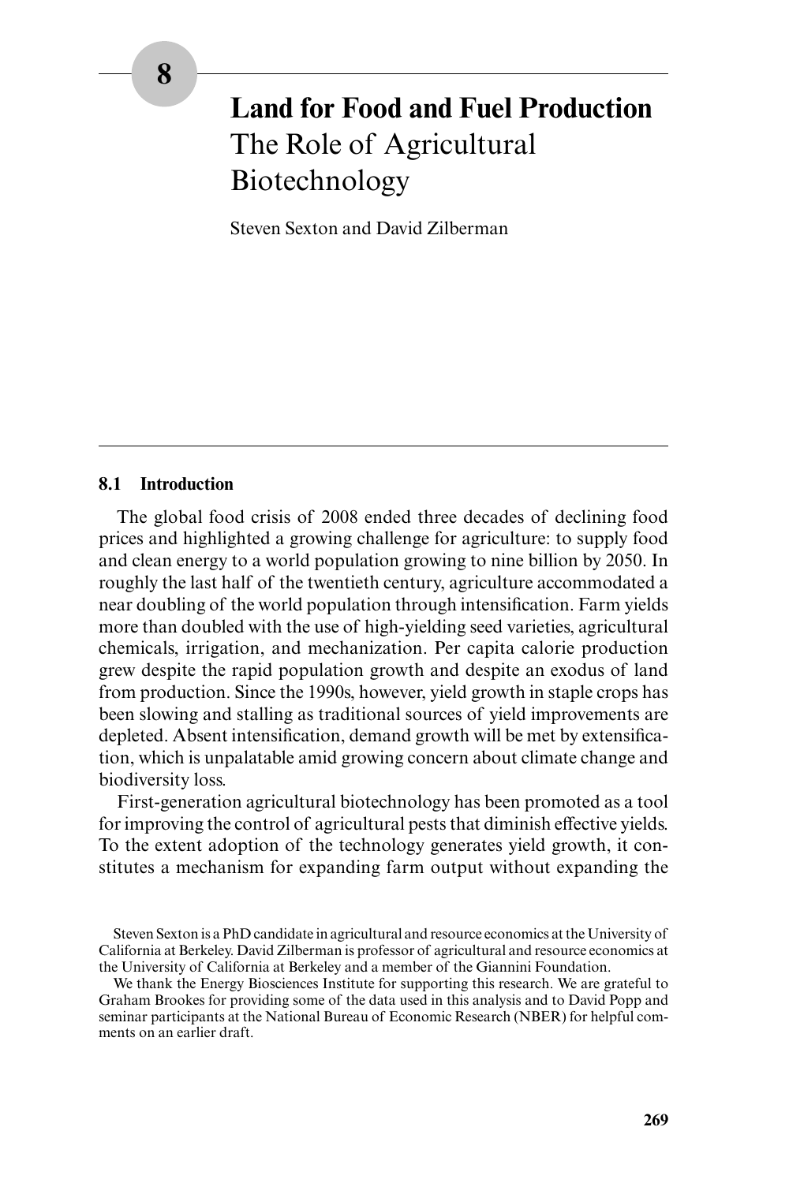# 8 Land for Food and Fuel Production
## The Role of Agricultural Biotechnology

Steven Sexton and David Zilberman

### 8.1 Introduction

The global food crisis of 2008 ended three decades of declining food prices and highlighted a growing challenge for agriculture: to supply food and clean energy to a world population growing to nine billion by 2050. In roughly the last half of the twentieth century, agriculture accommodated a near doubling of the world population through intensification. Farm yields more than doubled with the use of high-yielding seed varieties, agricultural chemicals, irrigation, and mechanization. Per capita calorie production grew despite the rapid population growth and despite an exodus of land from production. Since the 1990s, however, yield growth in staple crops has been slowing and stalling as traditional sources of yield improvements are depleted. Absent intensification, demand growth will be met by extensification, which is unpalatable amid growing concern about climate change and biodiversity loss.

First-generation agricultural biotechnology has been promoted as a tool for improving the control of agricultural pests that diminish effective yields. To the extent adoption of the technology generates yield growth, it constitutes a mechanism for expanding farm output without expanding the

Steven Sexton is a PhD candidate in agricultural and resource economics at the University of California at Berkeley. David Zilberman is professor of agricultural and resource economics at the University of California at Berkeley and a member of the Giannini Foundation.

We thank the Energy Biosciences Institute for supporting this research. We are grateful to Graham Brookes for providing some of the data used in this analysis and to David Popp and seminar participants at the National Bureau of Economic Research (NBER) for helpful comments on an earlier draft.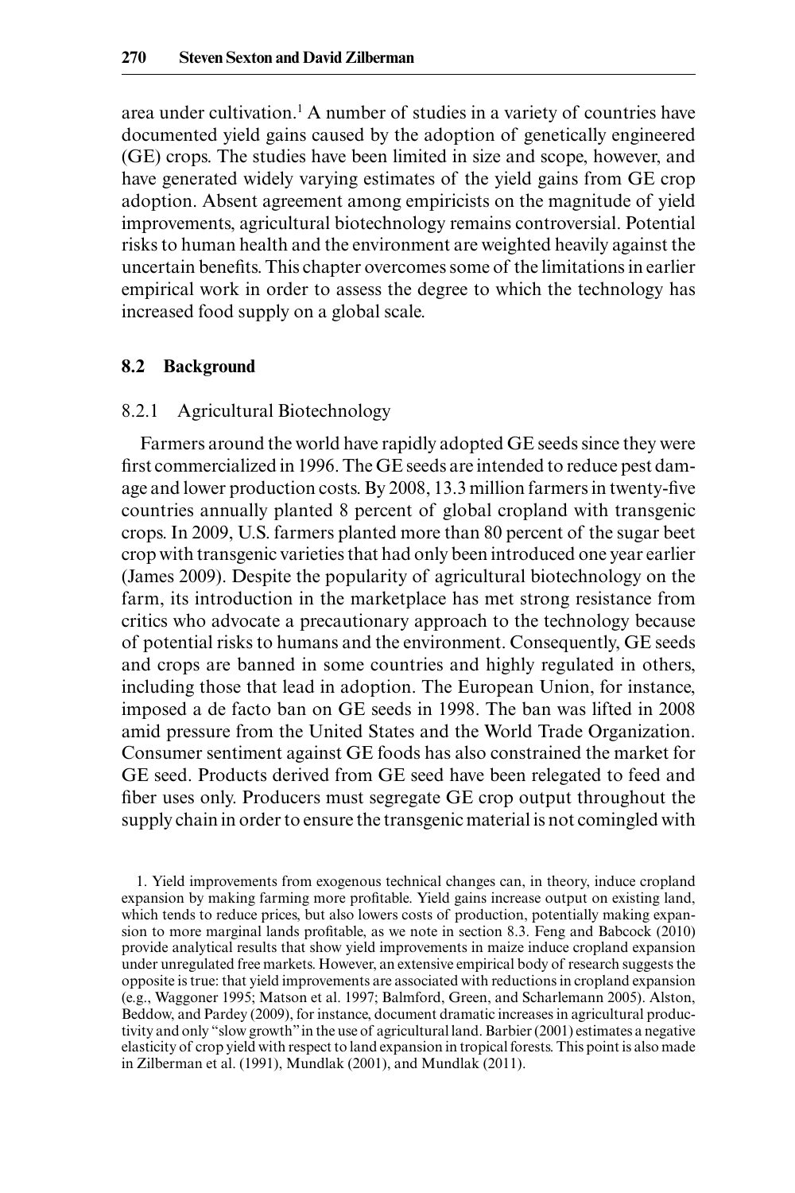area under cultivation.[1] A number of studies in a variety of countries have documented yield gains caused by the adoption of genetically engineered (GE) crops. The studies have been limited in size and scope, however, and have generated widely varying estimates of the yield gains from GE crop adoption. Absent agreement among empiricists on the magnitude of yield improvements, agricultural biotechnology remains controversial. Potential risks to human health and the environment are weighted heavily against the uncertain benefits. This chapter overcomes some of the limitations in earlier empirical work in order to assess the degree to which the technology has increased food supply on a global scale.

## 8.2 Background

### 8.2.1 Agricultural Biotechnology

Farmers around the world have rapidly adopted GE seeds since they were first commercialized in 1996. The GE seeds are intended to reduce pest damage and lower production costs. By 2008, 13.3 million farmers in twenty-five countries annually planted 8 percent of global cropland with transgenic crops. In 2009, U.S. farmers planted more than 80 percent of the sugar beet crop with transgenic varieties that had only been introduced one year earlier (James 2009). Despite the popularity of agricultural biotechnology on the farm, its introduction in the marketplace has met strong resistance from critics who advocate a precautionary approach to the technology because of potential risks to humans and the environment. Consequently, GE seeds and crops are banned in some countries and highly regulated in others, including those that lead in adoption. The European Union, for instance, imposed a de facto ban on GE seeds in 1998. The ban was lifted in 2008 amid pressure from the United States and the World Trade Organization. Consumer sentiment against GE foods has also constrained the market for GE seed. Products derived from GE seed have been relegated to feed and fiber uses only. Producers must segregate GE crop output throughout the supply chain in order to ensure the transgenic material is not comingled with

1. Yield improvements from exogenous technical changes can, in theory, induce cropland expansion by making farming more profitable. Yield gains increase output on existing land, which tends to reduce prices, but also lowers costs of production, potentially making expansion to more marginal lands profitable, as we note in section 8.3. Feng and Babcock (2010) provide analytical results that show yield improvements in maize induce cropland expansion under unregulated free markets. However, an extensive empirical body of research suggests the opposite is true: that yield improvements are associated with reductions in cropland expansion (e.g., Waggoner 1995; Matson et al. 1997; Balmford, Green, and Scharlemann 2005). Alston, Beddow, and Pardey (2009), for instance, document dramatic increases in agricultural productivity and only "slow growth" in the use of agricultural land. Barbier (2001) estimates a negative elasticity of crop yield with respect to land expansion in tropical forests. This point is also made in Zilberman et al. (1991), Mundlak (2001), and Mundlak (2011).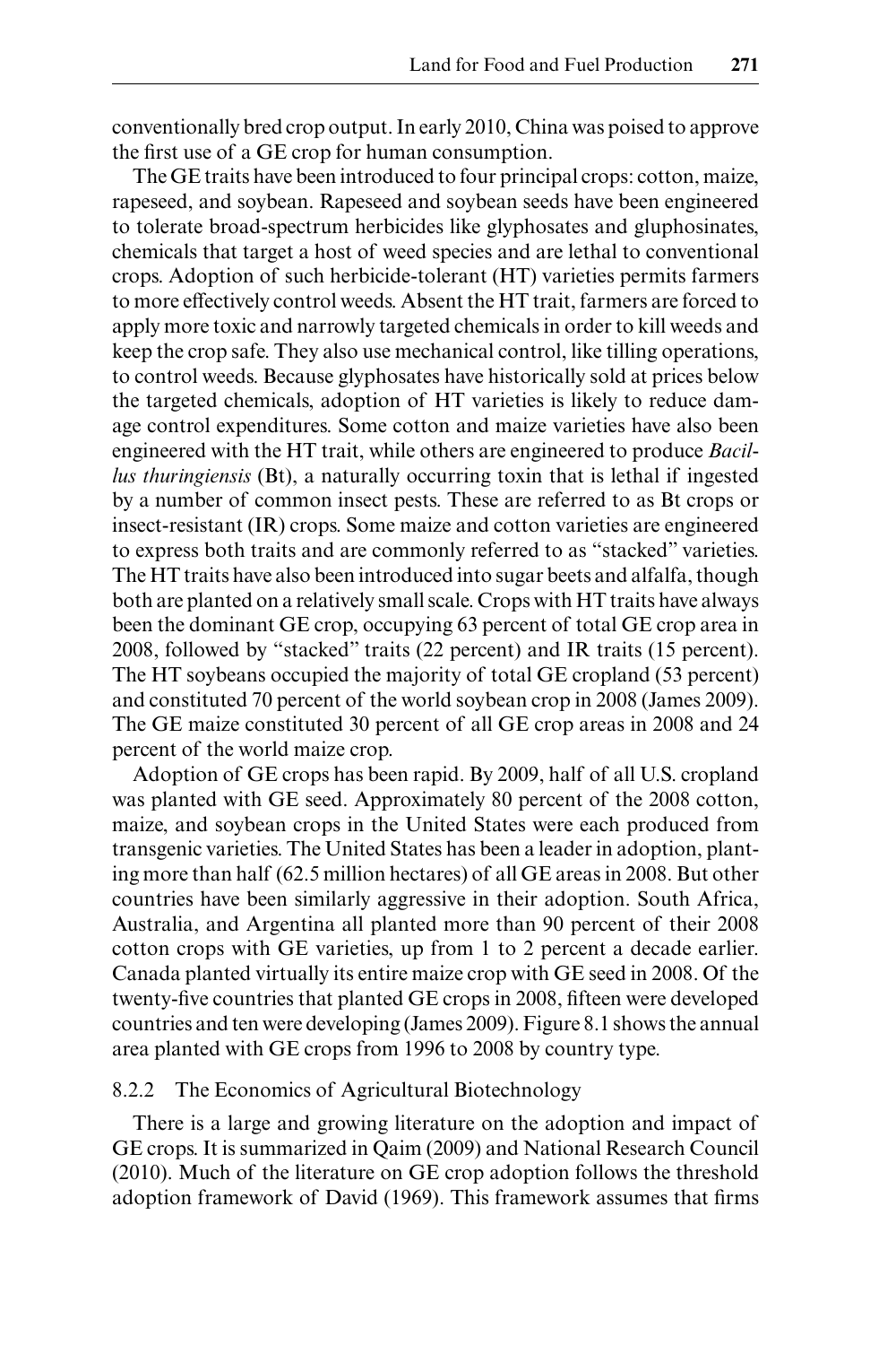conventionally bred crop output. In early 2010, China was poised to approve the first use of a GE crop for human consumption.

The GE traits have been introduced to four principal crops: cotton, maize, rapeseed, and soybean. Rapeseed and soybean seeds have been engineered to tolerate broad-spectrum herbicides like glyphosates and gluphosinates, chemicals that target a host of weed species and are lethal to conventional crops. Adoption of such herbicide-tolerant (HT) varieties permits farmers to more effectively control weeds. Absent the HT trait, farmers are forced to apply more toxic and narrowly targeted chemicals in order to kill weeds and keep the crop safe. They also use mechanical control, like tilling operations, to control weeds. Because glyphosates have historically sold at prices below the targeted chemicals, adoption of HT varieties is likely to reduce damage control expenditures. Some cotton and maize varieties have also been engineered with the HT trait, while others are engineered to produce *Bacillus thuringiensis* (Bt), a naturally occurring toxin that is lethal if ingested by a number of common insect pests. These are referred to as Bt crops or insect-resistant (IR) crops. Some maize and cotton varieties are engineered to express both traits and are commonly referred to as "stacked" varieties. The HT traits have also been introduced into sugar beets and alfalfa, though both are planted on a relatively small scale. Crops with HT traits have always been the dominant GE crop, occupying 63 percent of total GE crop area in 2008, followed by "stacked" traits (22 percent) and IR traits (15 percent). The HT soybeans occupied the majority of total GE cropland (53 percent) and constituted 70 percent of the world soybean crop in 2008 (James 2009). The GE maize constituted 30 percent of all GE crop areas in 2008 and 24 percent of the world maize crop.

Adoption of GE crops has been rapid. By 2009, half of all U.S. cropland was planted with GE seed. Approximately 80 percent of the 2008 cotton, maize, and soybean crops in the United States were each produced from transgenic varieties. The United States has been a leader in adoption, planting more than half (62.5 million hectares) of all GE areas in 2008. But other countries have been similarly aggressive in their adoption. South Africa, Australia, and Argentina all planted more than 90 percent of their 2008 cotton crops with GE varieties, up from 1 to 2 percent a decade earlier. Canada planted virtually its entire maize crop with GE seed in 2008. Of the twenty-five countries that planted GE crops in 2008, fifteen were developed countries and ten were developing (James 2009). Figure 8.1 shows the annual area planted with GE crops from 1996 to 2008 by country type.

### 8.2.2 The Economics of Agricultural Biotechnology

There is a large and growing literature on the adoption and impact of GE crops. It is summarized in Qaim (2009) and National Research Council (2010). Much of the literature on GE crop adoption follows the threshold adoption framework of David (1969). This framework assumes that firms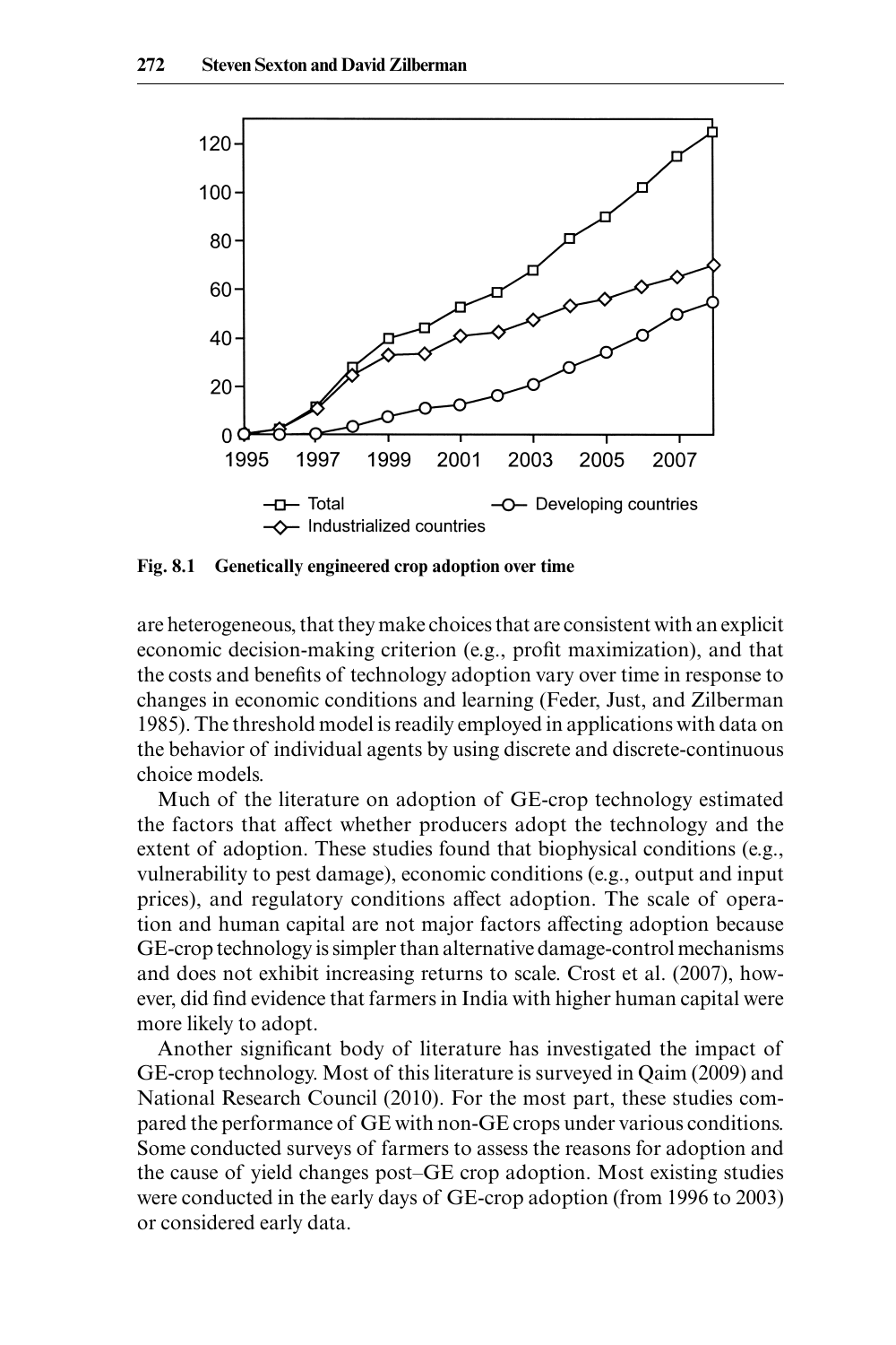Fig. 8.1 Genetically engineered crop adoption over time

are heterogeneous, that they make choices that are consistent with an explicit economic decision-making criterion (e.g., profit maximization), and that the costs and benefits of technology adoption vary over time in response to changes in economic conditions and learning (Feder, Just, and Zilberman 1985). The threshold model is readily employed in applications with data on the behavior of individual agents by using discrete and discrete-continuous choice models.

Much of the literature on adoption of GE-crop technology estimated the factors that affect whether producers adopt the technology and the extent of adoption. These studies found that biophysical conditions (e.g., vulnerability to pest damage), economic conditions (e.g., output and input prices), and regulatory conditions affect adoption. The scale of operation and human capital are not major factors affecting adoption because GE-crop technology is simpler than alternative damage-control mechanisms and does not exhibit increasing returns to scale. Crost et al. (2007), however, did find evidence that farmers in India with higher human capital were more likely to adopt.

Another significant body of literature has investigated the impact of GE-crop technology. Most of this literature is surveyed in Qaim (2009) and National Research Council (2010). For the most part, these studies compared the performance of GE with non-GE crops under various conditions. Some conducted surveys of farmers to assess the reasons for adoption and the cause of yield changes post–GE crop adoption. Most existing studies were conducted in the early days of GE-crop adoption (from 1996 to 2003) or considered early data.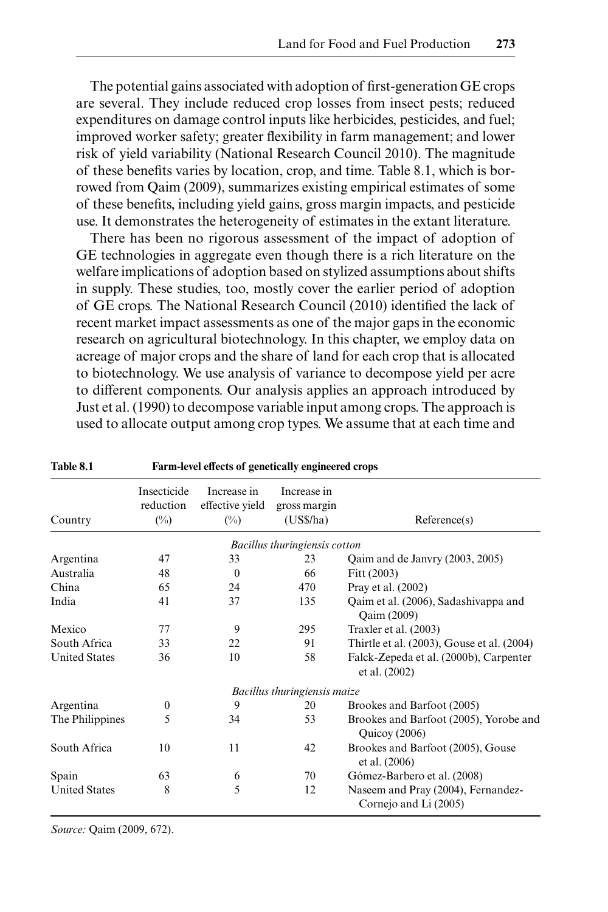The potential gains associated with adoption of first-generation GE crops are several. They include reduced crop losses from insect pests; reduced expenditures on damage control inputs like herbicides, pesticides, and fuel; improved worker safety; greater flexibility in farm management; and lower risk of yield variability (National Research Council 2010). The magnitude of these benefits varies by location, crop, and time. Table 8.1, which is borrowed from Qaim (2009), summarizes existing empirical estimates of some of these benefits, including yield gains, gross margin impacts, and pesticide use. It demonstrates the heterogeneity of estimates in the extant literature.

There has been no rigorous assessment of the impact of adoption of GE technologies in aggregate even though there is a rich literature on the welfare implications of adoption based on stylized assumptions about shifts in supply. These studies, too, mostly cover the earlier period of adoption of GE crops. The National Research Council (2010) identified the lack of recent market impact assessments as one of the major gaps in the economic research on agricultural biotechnology. In this chapter, we employ data on acreage of major crops and the share of land for each crop that is allocated to biotechnology. We use analysis of variance to decompose yield per acre to different components. Our analysis applies an approach introduced by Just et al. (1990) to decompose variable input among crops. The approach is used to allocate output among crop types. We assume that at each time and

**Table 8.1 Farm-level effects of genetically engineered crops**

| Country | Insecticide reduction (%) | Increase in effective yield (%) | Increase in gross margin (US$/ha) | Reference(s) |
|---|---|---|---|---|
| | | *Bacillus thuringiensis cotton* | | |
| Argentina | 47 | 33 | 23 | Qaim and de Janvry (2003, 2005) |
| Australia | 48 | 0 | 66 | Fitt (2003) |
| China | 65 | 24 | 470 | Pray et al. (2002) |
| India | 41 | 37 | 135 | Qaim et al. (2006), Sadashivappa and Qaim (2009) |
| Mexico | 77 | 9 | 295 | Traxler et al. (2003) |
| South Africa | 33 | 22 | 91 | Thirtle et al. (2003), Gouse et al. (2004) |
| United States | 36 | 10 | 58 | Falck-Zepeda et al. (2000b), Carpenter et al. (2002) |
| | | *Bacillus thuringiensis maize* | | |
| Argentina | 0 | 9 | 20 | Brookes and Barfoot (2005) |
| The Philippines | 5 | 34 | 53 | Brookes and Barfoot (2005), Yorobe and Quicoy (2006) |
| South Africa | 10 | 11 | 42 | Brookes and Barfoot (2005), Gouse et al. (2006) |
| Spain | 63 | 6 | 70 | Gómez-Barbero et al. (2008) |
| United States | 8 | 5 | 12 | Naseem and Pray (2004), Fernandez-Cornejo and Li (2005) |

*Source:* Qaim (2009, 672).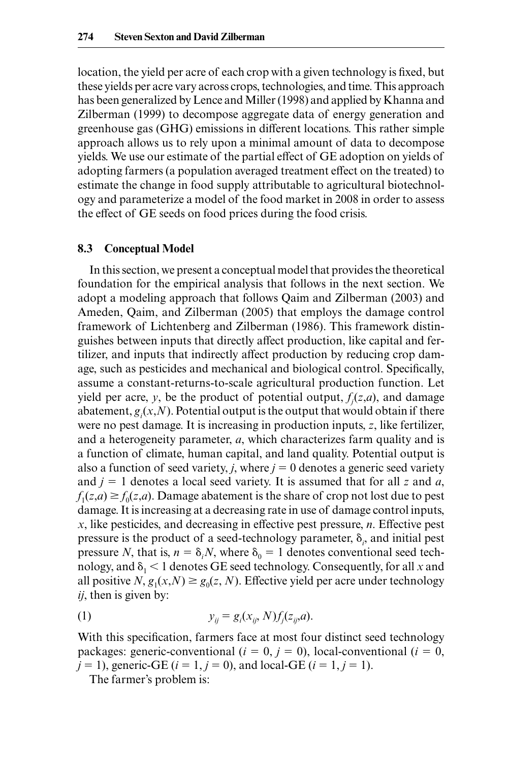location, the yield per acre of each crop with a given technology is fixed, but these yields per acre vary across crops, technologies, and time. This approach has been generalized by Lence and Miller (1998) and applied by Khanna and Zilberman (1999) to decompose aggregate data of energy generation and greenhouse gas (GHG) emissions in different locations. This rather simple approach allows us to rely upon a minimal amount of data to decompose yields. We use our estimate of the partial effect of GE adoption on yields of adopting farmers (a population averaged treatment effect on the treated) to estimate the change in food supply attributable to agricultural biotechnology and parameterize a model of the food market in 2008 in order to assess the effect of GE seeds on food prices during the food crisis.

### 8.3 Conceptual Model

In this section, we present a conceptual model that provides the theoretical foundation for the empirical analysis that follows in the next section. We adopt a modeling approach that follows Qaim and Zilberman (2003) and Ameden, Qaim, and Zilberman (2005) that employs the damage control framework of Lichtenberg and Zilberman (1986). This framework distinguishes between inputs that directly affect production, like capital and fertilizer, and inputs that indirectly affect production by reducing crop damage, such as pesticides and mechanical and biological control. Specifically, assume a constant-returns-to-scale agricultural production function. Let yield per acre, $y$, be the product of potential output, $f_j(z,a)$, and damage abatement, $g_i(x,N)$. Potential output is the output that would obtain if there were no pest damage. It is increasing in production inputs, $z$, like fertilizer, and a heterogeneity parameter, $a$, which characterizes farm quality and is a function of climate, human capital, and land quality. Potential output is also a function of seed variety, $j$, where $j = 0$ denotes a generic seed variety and $j = 1$ denotes a local seed variety. It is assumed that for all $z$ and $a$, $f_1(z,a) \geq f_0(z,a)$. Damage abatement is the share of crop not lost due to pest damage. It is increasing at a decreasing rate in use of damage control inputs, $x$, like pesticides, and decreasing in effective pest pressure, $n$. Effective pest pressure is the product of a seed-technology parameter, $\delta_i$, and initial pest pressure $N$, that is, $n = \delta_i N$, where $\delta_0 = 1$ denotes conventional seed technology, and $\delta_1 < 1$ denotes GE seed technology. Consequently, for all $x$ and all positive $N$, $g_1(x,N) \geq g_0(z, N)$. Effective yield per acre under technology $ij$, then is given by:

$$y_{ij} = g_i(x_{ij}, N) f_j(z_{ij}, a). \tag{1}$$

With this specification, farmers face at most four distinct seed technology packages: generic-conventional ($i = 0$, $j = 0$), local-conventional ($i = 0$, $j = 1$), generic-GE ($i = 1$, $j = 0$), and local-GE ($i = 1$, $j = 1$).

The farmer's problem is: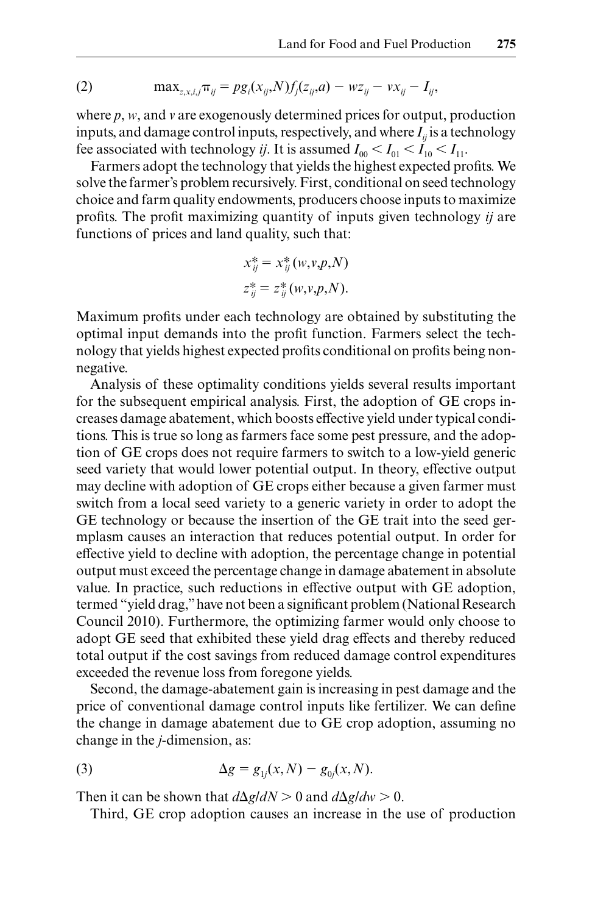$$\text{(2)} \qquad \max_{z,x,i,j} \pi_{ij} = pg_i(x_{ij},N)f_j(z_{ij},a) - wz_{ij} - vx_{ij} - I_{ij},$$

where $p$, $w$, and $v$ are exogenously determined prices for output, production inputs, and damage control inputs, respectively, and where $I_{ij}$ is a technology fee associated with technology $ij$. It is assumed $I_{00} < I_{01} < I_{10} < I_{11}$.

Farmers adopt the technology that yields the highest expected profits. We solve the farmer's problem recursively. First, conditional on seed technology choice and farm quality endowments, producers choose inputs to maximize profits. The profit maximizing quantity of inputs given technology $ij$ are functions of prices and land quality, such that:

$$x_{ij}^* = x_{ij}^*(w,v,p,N)$$
$$z_{ij}^* = z_{ij}^*(w,v,p,N).$$

Maximum profits under each technology are obtained by substituting the optimal input demands into the profit function. Farmers select the technology that yields highest expected profits conditional on profits being nonnegative.

Analysis of these optimality conditions yields several results important for the subsequent empirical analysis. First, the adoption of GE crops increases damage abatement, which boosts effective yield under typical conditions. This is true so long as farmers face some pest pressure, and the adoption of GE crops does not require farmers to switch to a low-yield generic seed variety that would lower potential output. In theory, effective output may decline with adoption of GE crops either because a given farmer must switch from a local seed variety to a generic variety in order to adopt the GE technology or because the insertion of the GE trait into the seed germplasm causes an interaction that reduces potential output. In order for effective yield to decline with adoption, the percentage change in potential output must exceed the percentage change in damage abatement in absolute value. In practice, such reductions in effective output with GE adoption, termed "yield drag," have not been a significant problem (National Research Council 2010). Furthermore, the optimizing farmer would only choose to adopt GE seed that exhibited these yield drag effects and thereby reduced total output if the cost savings from reduced damage control expenditures exceeded the revenue loss from foregone yields.

Second, the damage-abatement gain is increasing in pest damage and the price of conventional damage control inputs like fertilizer. We can define the change in damage abatement due to GE crop adoption, assuming no change in the $j$-dimension, as:

$$\text{(3)} \qquad \Delta g = g_{1j}(x,N) - g_{0j}(x,N).$$

Then it can be shown that $d\Delta g/dN > 0$ and $d\Delta g/dw > 0$.

Third, GE crop adoption causes an increase in the use of production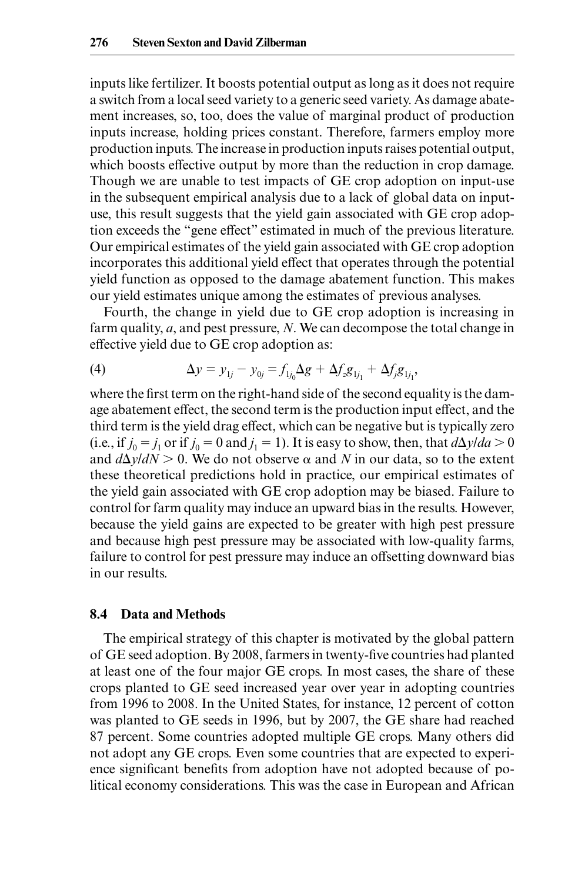inputs like fertilizer. It boosts potential output as long as it does not require a switch from a local seed variety to a generic seed variety. As damage abatement increases, so, too, does the value of marginal product of production inputs increase, holding prices constant. Therefore, farmers employ more production inputs. The increase in production inputs raises potential output, which boosts effective output by more than the reduction in crop damage. Though we are unable to test impacts of GE crop adoption on input-use in the subsequent empirical analysis due to a lack of global data on input-use, this result suggests that the yield gain associated with GE crop adoption exceeds the "gene effect" estimated in much of the previous literature. Our empirical estimates of the yield gain associated with GE crop adoption incorporates this additional yield effect that operates through the potential yield function as opposed to the damage abatement function. This makes our yield estimates unique among the estimates of previous analyses.

Fourth, the change in yield due to GE crop adoption is increasing in farm quality, $a$, and pest pressure, $N$. We can decompose the total change in effective yield due to GE crop adoption as:

$$\Delta y = y_{1j} - y_{0j} = f_{1j_0}\Delta g + \Delta f_z g_{1j_1} + \Delta f_j g_{1j_1}, \tag{4}$$

where the first term on the right-hand side of the second equality is the damage abatement effect, the second term is the production input effect, and the third term is the yield drag effect, which can be negative but is typically zero (i.e., if $j_0 = j_1$ or if $j_0 = 0$ and $j_1 = 1$). It is easy to show, then, that $d\Delta y/da > 0$ and $d\Delta y/dN > 0$. We do not observe $\alpha$ and $N$ in our data, so to the extent these theoretical predictions hold in practice, our empirical estimates of the yield gain associated with GE crop adoption may be biased. Failure to control for farm quality may induce an upward bias in the results. However, because the yield gains are expected to be greater with high pest pressure and because high pest pressure may be associated with low-quality farms, failure to control for pest pressure may induce an offsetting downward bias in our results.

## 8.4 Data and Methods

The empirical strategy of this chapter is motivated by the global pattern of GE seed adoption. By 2008, farmers in twenty-five countries had planted at least one of the four major GE crops. In most cases, the share of these crops planted to GE seed increased year over year in adopting countries from 1996 to 2008. In the United States, for instance, 12 percent of cotton was planted to GE seeds in 1996, but by 2007, the GE share had reached 87 percent. Some countries adopted multiple GE crops. Many others did not adopt any GE crops. Even some countries that are expected to experience significant benefits from adoption have not adopted because of political economy considerations. This was the case in European and African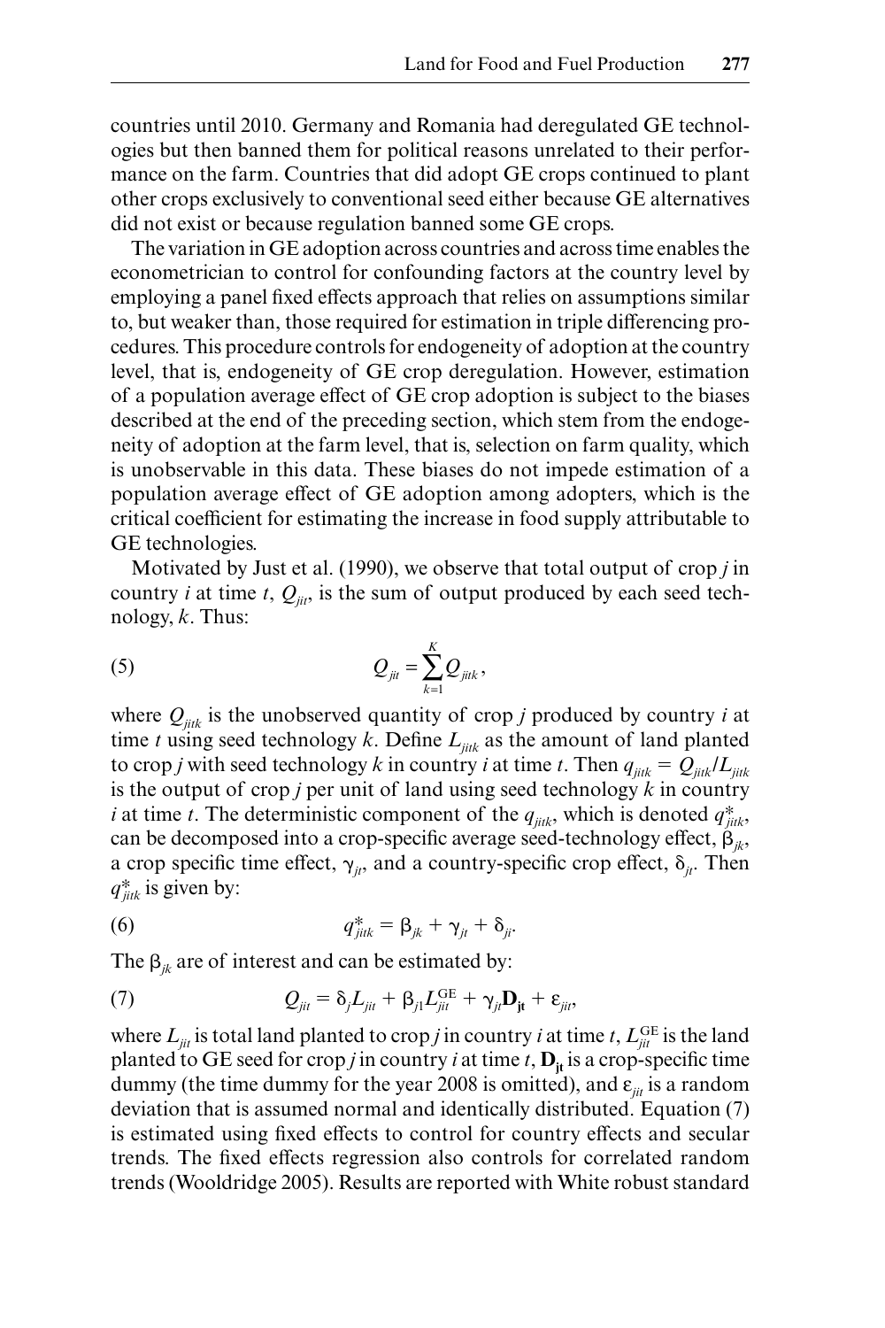countries until 2010. Germany and Romania had deregulated GE technologies but then banned them for political reasons unrelated to their performance on the farm. Countries that did adopt GE crops continued to plant other crops exclusively to conventional seed either because GE alternatives did not exist or because regulation banned some GE crops.

The variation in GE adoption across countries and across time enables the econometrician to control for confounding factors at the country level by employing a panel fixed effects approach that relies on assumptions similar to, but weaker than, those required for estimation in triple differencing procedures. This procedure controls for endogeneity of adoption at the country level, that is, endogeneity of GE crop deregulation. However, estimation of a population average effect of GE crop adoption is subject to the biases described at the end of the preceding section, which stem from the endogeneity of adoption at the farm level, that is, selection on farm quality, which is unobservable in this data. These biases do not impede estimation of a population average effect of GE adoption among adopters, which is the critical coefficient for estimating the increase in food supply attributable to GE technologies.

Motivated by Just et al. (1990), we observe that total output of crop $j$ in country $i$ at time $t$, $Q_{jit}$, is the sum of output produced by each seed technology, $k$. Thus:

$$Q_{jit} = \sum_{k=1}^{K} Q_{jitk}, \tag{5}$$

where $Q_{jitk}$ is the unobserved quantity of crop $j$ produced by country $i$ at time $t$ using seed technology $k$. Define $L_{jitk}$ as the amount of land planted to crop $j$ with seed technology $k$ in country $i$ at time $t$. Then $q_{jitk} = Q_{jitk}/L_{jitk}$ is the output of crop $j$ per unit of land using seed technology $k$ in country $i$ at time $t$. The deterministic component of the $q_{jitk}$, which is denoted $q^*_{jitk}$, can be decomposed into a crop-specific average seed-technology effect, $\beta_{jk}$, a crop specific time effect, $\gamma_{jt}$, and a country-specific crop effect, $\delta_{ji}$. Then $q^*_{jitk}$ is given by:

$$q^*_{jitk} = \beta_{jk} + \gamma_{jt} + \delta_{ji}. \tag{6}$$

The $\beta_{jk}$ are of interest and can be estimated by:

$$Q_{jit} = \delta_j L_{jit} + \beta_{j1} L^{\text{GE}}_{jit} + \gamma_{jt} \mathbf{D_{jt}} + \varepsilon_{jit}, \tag{7}$$

where $L_{jit}$ is total land planted to crop $j$ in country $i$ at time $t$, $L^{\text{GE}}_{jit}$ is the land planted to GE seed for crop $j$ in country $i$ at time $t$, $\mathbf{D_{jt}}$ is a crop-specific time dummy (the time dummy for the year 2008 is omitted), and $\varepsilon_{jit}$ is a random deviation that is assumed normal and identically distributed. Equation (7) is estimated using fixed effects to control for country effects and secular trends. The fixed effects regression also controls for correlated random trends (Wooldridge 2005). Results are reported with White robust standard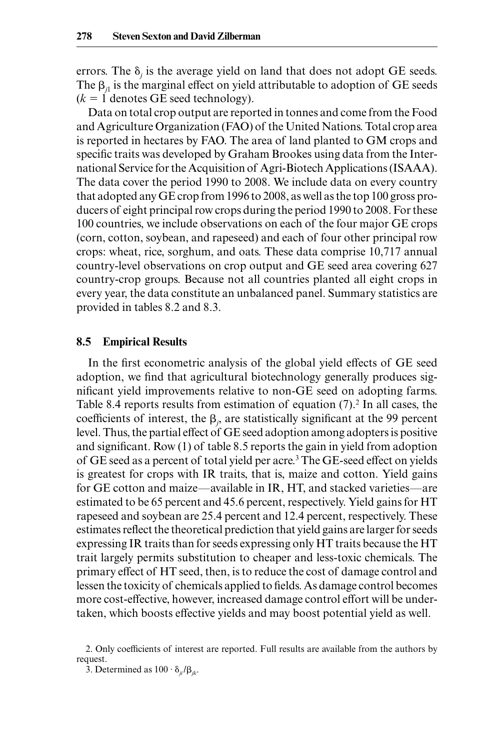errors. The $\delta_j$ is the average yield on land that does not adopt GE seeds. The $\beta_{j1}$ is the marginal effect on yield attributable to adoption of GE seeds ($k = 1$ denotes GE seed technology).

Data on total crop output are reported in tonnes and come from the Food and Agriculture Organization (FAO) of the United Nations. Total crop area is reported in hectares by FAO. The area of land planted to GM crops and specific traits was developed by Graham Brookes using data from the International Service for the Acquisition of Agri-Biotech Applications (ISAAA). The data cover the period 1990 to 2008. We include data on every country that adopted any GE crop from 1996 to 2008, as well as the top 100 gross producers of eight principal row crops during the period 1990 to 2008. For these 100 countries, we include observations on each of the four major GE crops (corn, cotton, soybean, and rapeseed) and each of four other principal row crops: wheat, rice, sorghum, and oats. These data comprise 10,717 annual country-level observations on crop output and GE seed area covering 627 country-crop groups. Because not all countries planted all eight crops in every year, the data constitute an unbalanced panel. Summary statistics are provided in tables 8.2 and 8.3.

## 8.5 Empirical Results

In the first econometric analysis of the global yield effects of GE seed adoption, we find that agricultural biotechnology generally produces significant yield improvements relative to non-GE seed on adopting farms. Table 8.4 reports results from estimation of equation (7).[2] In all cases, the coefficients of interest, the $\beta_j$, are statistically significant at the 99 percent level. Thus, the partial effect of GE seed adoption among adopters is positive and significant. Row (1) of table 8.5 reports the gain in yield from adoption of GE seed as a percent of total yield per acre.[3] The GE-seed effect on yields is greatest for crops with IR traits, that is, maize and cotton. Yield gains for GE cotton and maize—available in IR, HT, and stacked varieties—are estimated to be 65 percent and 45.6 percent, respectively. Yield gains for HT rapeseed and soybean are 25.4 percent and 12.4 percent, respectively. These estimates reflect the theoretical prediction that yield gains are larger for seeds expressing IR traits than for seeds expressing only HT traits because the HT trait largely permits substitution to cheaper and less-toxic chemicals. The primary effect of HT seed, then, is to reduce the cost of damage control and lessen the toxicity of chemicals applied to fields. As damage control becomes more cost-effective, however, increased damage control effort will be undertaken, which boosts effective yields and may boost potential yield as well.

2. Only coefficients of interest are reported. Full results are available from the authors by request.

3. Determined as $100 \cdot \delta_{ji}/\beta_{jk}$.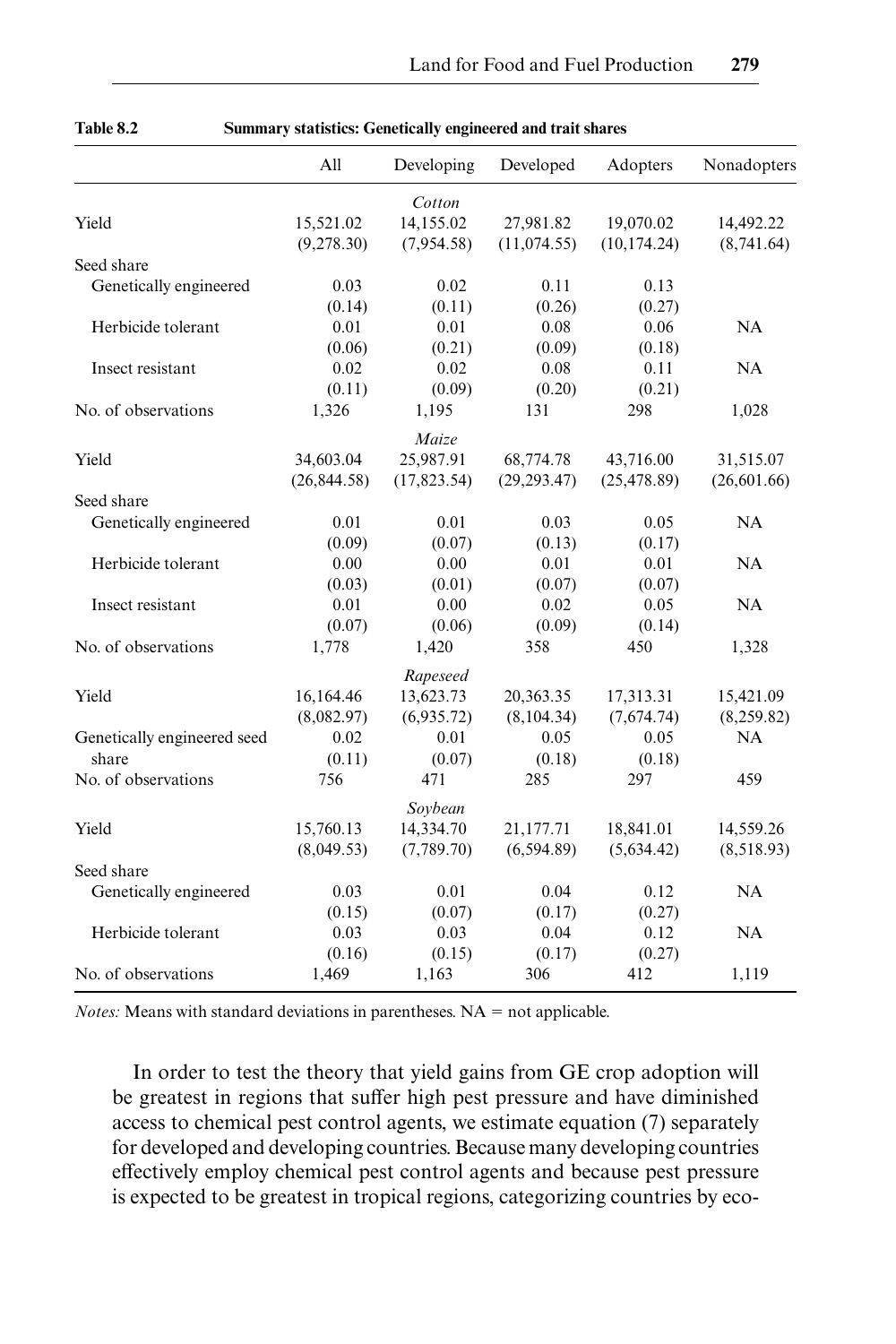**Table 8.2 Summary statistics: Genetically engineered and trait shares**

| | All | Developing | Developed | Adopters | Nonadopters |
|---|---|---|---|---|---|
| | | *Cotton* | | | |
| Yield | 15,521.02 | 14,155.02 | 27,981.82 | 19,070.02 | 14,492.22 |
| | (9,278.30) | (7,954.58) | (11,074.55) | (10,174.24) | (8,741.64) |
| Seed share | | | | | |
| Genetically engineered | 0.03 | 0.02 | 0.11 | 0.13 | |
| | (0.14) | (0.11) | (0.26) | (0.27) | |
| Herbicide tolerant | 0.01 | 0.01 | 0.08 | 0.06 | NA |
| | (0.06) | (0.21) | (0.09) | (0.18) | |
| Insect resistant | 0.02 | 0.02 | 0.08 | 0.11 | NA |
| | (0.11) | (0.09) | (0.20) | (0.21) | |
| No. of observations | 1,326 | 1,195 | 131 | 298 | 1,028 |
| | | *Maize* | | | |
| Yield | 34,603.04 | 25,987.91 | 68,774.78 | 43,716.00 | 31,515.07 |
| | (26,844.58) | (17,823.54) | (29,293.47) | (25,478.89) | (26,601.66) |
| Seed share | | | | | |
| Genetically engineered | 0.01 | 0.01 | 0.03 | 0.05 | NA |
| | (0.09) | (0.07) | (0.13) | (0.17) | |
| Herbicide tolerant | 0.00 | 0.00 | 0.01 | 0.01 | NA |
| | (0.03) | (0.01) | (0.07) | (0.07) | |
| Insect resistant | 0.01 | 0.00 | 0.02 | 0.05 | NA |
| | (0.07) | (0.06) | (0.09) | (0.14) | |
| No. of observations | 1,778 | 1,420 | 358 | 450 | 1,328 |
| | | *Rapeseed* | | | |
| Yield | 16,164.46 | 13,623.73 | 20,363.35 | 17,313.31 | 15,421.09 |
| | (8,082.97) | (6,935.72) | (8,104.34) | (7,674.74) | (8,259.82) |
| Genetically engineered seed share | 0.02 | 0.01 | 0.05 | 0.05 | NA |
| | (0.11) | (0.07) | (0.18) | (0.18) | |
| No. of observations | 756 | 471 | 285 | 297 | 459 |
| | | *Soybean* | | | |
| Yield | 15,760.13 | 14,334.70 | 21,177.71 | 18,841.01 | 14,559.26 |
| | (8,049.53) | (7,789.70) | (6,594.89) | (5,634.42) | (8,518.93) |
| Seed share | | | | | |
| Genetically engineered | 0.03 | 0.01 | 0.04 | 0.12 | NA |
| | (0.15) | (0.07) | (0.17) | (0.27) | |
| Herbicide tolerant | 0.03 | 0.03 | 0.04 | 0.12 | NA |
| | (0.16) | (0.15) | (0.17) | (0.27) | |
| No. of observations | 1,469 | 1,163 | 306 | 412 | 1,119 |

*Notes:* Means with standard deviations in parentheses. NA = not applicable.

In order to test the theory that yield gains from GE crop adoption will be greatest in regions that suffer high pest pressure and have diminished access to chemical pest control agents, we estimate equation (7) separately for developed and developing countries. Because many developing countries effectively employ chemical pest control agents and because pest pressure is expected to be greatest in tropical regions, categorizing countries by eco-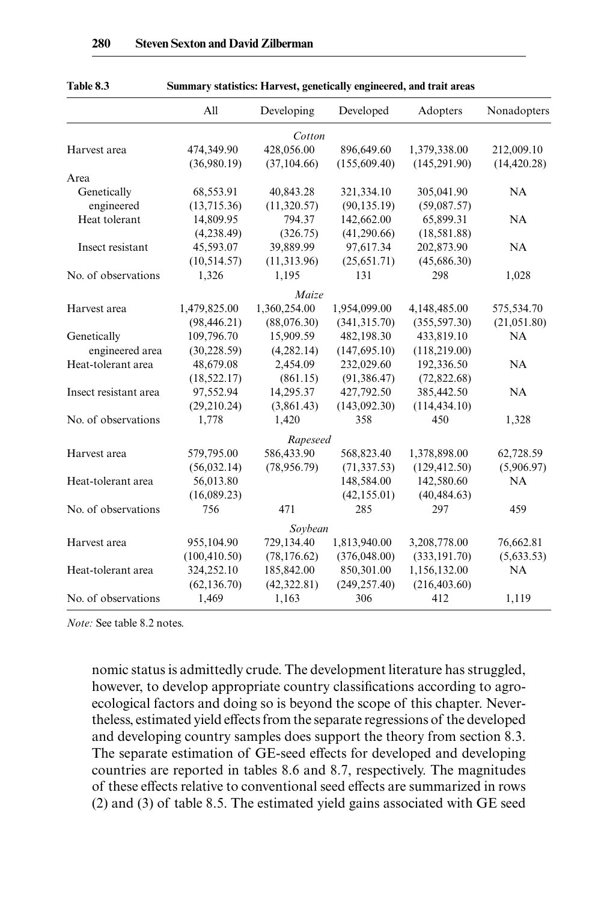**Table 8.3 Summary statistics: Harvest, genetically engineered, and trait areas**

| | All | Developing | Developed | Adopters | Nonadopters |
|---|---|---|---|---|---|
| | | *Cotton* | | | |
| Harvest area | 474,349.90 | 428,056.00 | 896,649.60 | 1,379,338.00 | 212,009.10 |
| | (36,980.19) | (37,104.66) | (155,609.40) | (145,291.90) | (14,420.28) |
| Area | | | | | |
| Genetically engineered | 68,553.91 | 40,843.28 | 321,334.10 | 305,041.90 | NA |
| | (13,715.36) | (11,320.57) | (90,135.19) | (59,087.57) | |
| Heat tolerant | 14,809.95 | 794.37 | 142,662.00 | 65,899.31 | NA |
| | (4,238.49) | (326.75) | (41,290.66) | (18,581.88) | |
| Insect resistant | 45,593.07 | 39,889.99 | 97,617.34 | 202,873.90 | NA |
| | (10,514.57) | (11,313.96) | (25,651.71) | (45,686.30) | |
| No. of observations | 1,326 | 1,195 | 131 | 298 | 1,028 |
| | | *Maize* | | | |
| Harvest area | 1,479,825.00 | 1,360,254.00 | 1,954,099.00 | 4,148,485.00 | 575,534.70 |
| | (98,446.21) | (88,076.30) | (341,315.70) | (355,597.30) | (21,051.80) |
| Genetically engineered area | 109,796.70 | 15,909.59 | 482,198.30 | 433,819.10 | NA |
| | (30,228.59) | (4,282.14) | (147,695.10) | (118,219.00) | |
| Heat-tolerant area | 48,679.08 | 2,454.09 | 232,029.60 | 192,336.50 | NA |
| | (18,522.17) | (861.15) | (91,386.47) | (72,822.68) | |
| Insect resistant area | 97,552.94 | 14,295.37 | 427,792.50 | 385,442.50 | NA |
| | (29,210.24) | (3,861.43) | (143,092.30) | (114,434.10) | |
| No. of observations | 1,778 | 1,420 | 358 | 450 | 1,328 |
| | | *Rapeseed* | | | |
| Harvest area | 579,795.00 | 586,433.90 | 568,823.40 | 1,378,898.00 | 62,728.59 |
| | (56,032.14) | (78,956.79) | (71,337.53) | (129,412.50) | (5,906.97) |
| Heat-tolerant area | 56,013.80 | | 148,584.00 | 142,580.60 | NA |
| | (16,089.23) | | (42,155.01) | (40,484.63) | |
| No. of observations | 756 | 471 | 285 | 297 | 459 |
| | | *Soybean* | | | |
| Harvest area | 955,104.90 | 729,134.40 | 1,813,940.00 | 3,208,778.00 | 76,662.81 |
| | (100,410.50) | (78,176.62) | (376,048.00) | (333,191.70) | (5,633.53) |
| Heat-tolerant area | 324,252.10 | 185,842.00 | 850,301.00 | 1,156,132.00 | NA |
| | (62,136.70) | (42,322.81) | (249,257.40) | (216,403.60) | |
| No. of observations | 1,469 | 1,163 | 306 | 412 | 1,119 |

*Note:* See table 8.2 notes.

nomic status is admittedly crude. The development literature has struggled, however, to develop appropriate country classifications according to agro-ecological factors and doing so is beyond the scope of this chapter. Nevertheless, estimated yield effects from the separate regressions of the developed and developing country samples does support the theory from section 8.3. The separate estimation of GE-seed effects for developed and developing countries are reported in tables 8.6 and 8.7, respectively. The magnitudes of these effects relative to conventional seed effects are summarized in rows (2) and (3) of table 8.5. The estimated yield gains associated with GE seed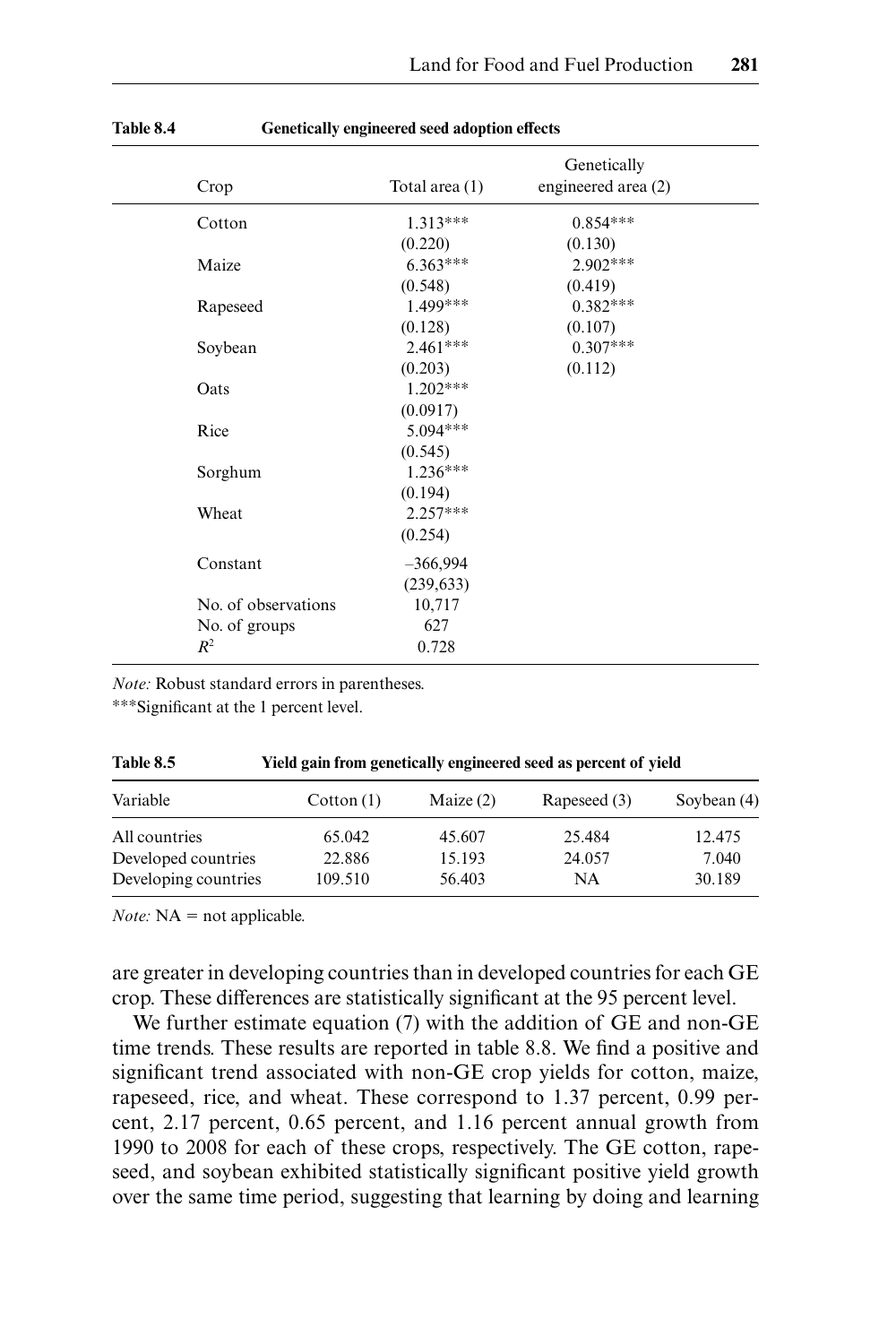**Table 8.4 Genetically engineered seed adoption effects**

| Crop | Total area (1) | Genetically engineered area (2) |
|---|---|---|
| Cotton | 1.313*** | 0.854*** |
| | (0.220) | (0.130) |
| Maize | 6.363*** | 2.902*** |
| | (0.548) | (0.419) |
| Rapeseed | 1.499*** | 0.382*** |
| | (0.128) | (0.107) |
| Soybean | 2.461*** | 0.307*** |
| | (0.203) | (0.112) |
| Oats | 1.202*** | |
| | (0.0917) | |
| Rice | 5.094*** | |
| | (0.545) | |
| Sorghum | 1.236*** | |
| | (0.194) | |
| Wheat | 2.257*** | |
| | (0.254) | |
| Constant | –366,994 | |
| | (239,633) | |
| No. of observations | 10,717 | |
| No. of groups | 627 | |
| $R^2$ | 0.728 | |

*Note:* Robust standard errors in parentheses.

***Significant at the 1 percent level.

**Table 8.5 Yield gain from genetically engineered seed as percent of yield**

| Variable | Cotton (1) | Maize (2) | Rapeseed (3) | Soybean (4) |
|---|---|---|---|---|
| All countries | 65.042 | 45.607 | 25.484 | 12.475 |
| Developed countries | 22.886 | 15.193 | 24.057 | 7.040 |
| Developing countries | 109.510 | 56.403 | NA | 30.189 |

*Note:* NA = not applicable.

are greater in developing countries than in developed countries for each GE crop. These differences are statistically significant at the 95 percent level.

We further estimate equation (7) with the addition of GE and non-GE time trends. These results are reported in table 8.8. We find a positive and significant trend associated with non-GE crop yields for cotton, maize, rapeseed, rice, and wheat. These correspond to 1.37 percent, 0.99 percent, 2.17 percent, 0.65 percent, and 1.16 percent annual growth from 1990 to 2008 for each of these crops, respectively. The GE cotton, rapeseed, and soybean exhibited statistically significant positive yield growth over the same time period, suggesting that learning by doing and learning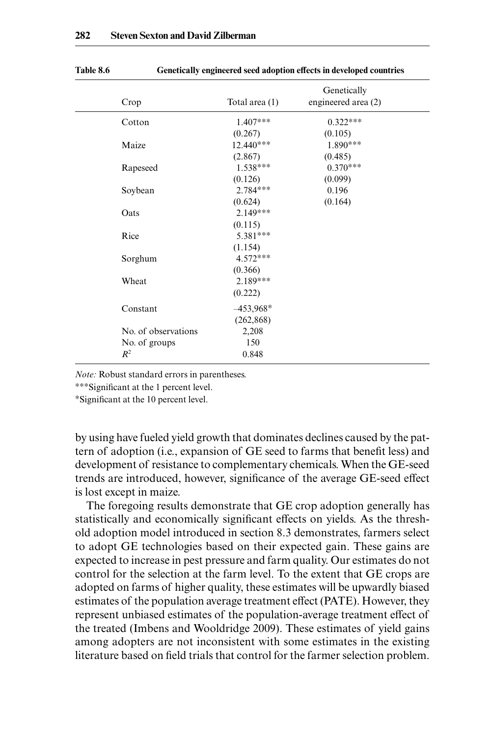**Table 8.6 Genetically engineered seed adoption effects in developed countries**

| Crop | Total area (1) | Genetically engineered area (2) |
|---|---|---|
| Cotton | 1.407*** | 0.322*** |
| | (0.267) | (0.105) |
| Maize | 12.440*** | 1.890*** |
| | (2.867) | (0.485) |
| Rapeseed | 1.538*** | 0.370*** |
| | (0.126) | (0.099) |
| Soybean | 2.784*** | 0.196 |
| | (0.624) | (0.164) |
| Oats | 2.149*** | |
| | (0.115) | |
| Rice | 5.381*** | |
| | (1.154) | |
| Sorghum | 4.572*** | |
| | (0.366) | |
| Wheat | 2.189*** | |
| | (0.222) | |
| Constant | –453,968* | |
| | (262,868) | |
| No. of observations | 2,208 | |
| No. of groups | 150 | |
| $R^2$ | 0.848 | |

*Note:* Robust standard errors in parentheses.

***Significant at the 1 percent level.

*Significant at the 10 percent level.

by using have fueled yield growth that dominates declines caused by the pattern of adoption (i.e., expansion of GE seed to farms that benefit less) and development of resistance to complementary chemicals. When the GE-seed trends are introduced, however, significance of the average GE-seed effect is lost except in maize.

The foregoing results demonstrate that GE crop adoption generally has statistically and economically significant effects on yields. As the threshold adoption model introduced in section 8.3 demonstrates, farmers select to adopt GE technologies based on their expected gain. These gains are expected to increase in pest pressure and farm quality. Our estimates do not control for the selection at the farm level. To the extent that GE crops are adopted on farms of higher quality, these estimates will be upwardly biased estimates of the population average treatment effect (PATE). However, they represent unbiased estimates of the population-average treatment effect of the treated (Imbens and Wooldridge 2009). These estimates of yield gains among adopters are not inconsistent with some estimates in the existing literature based on field trials that control for the farmer selection problem.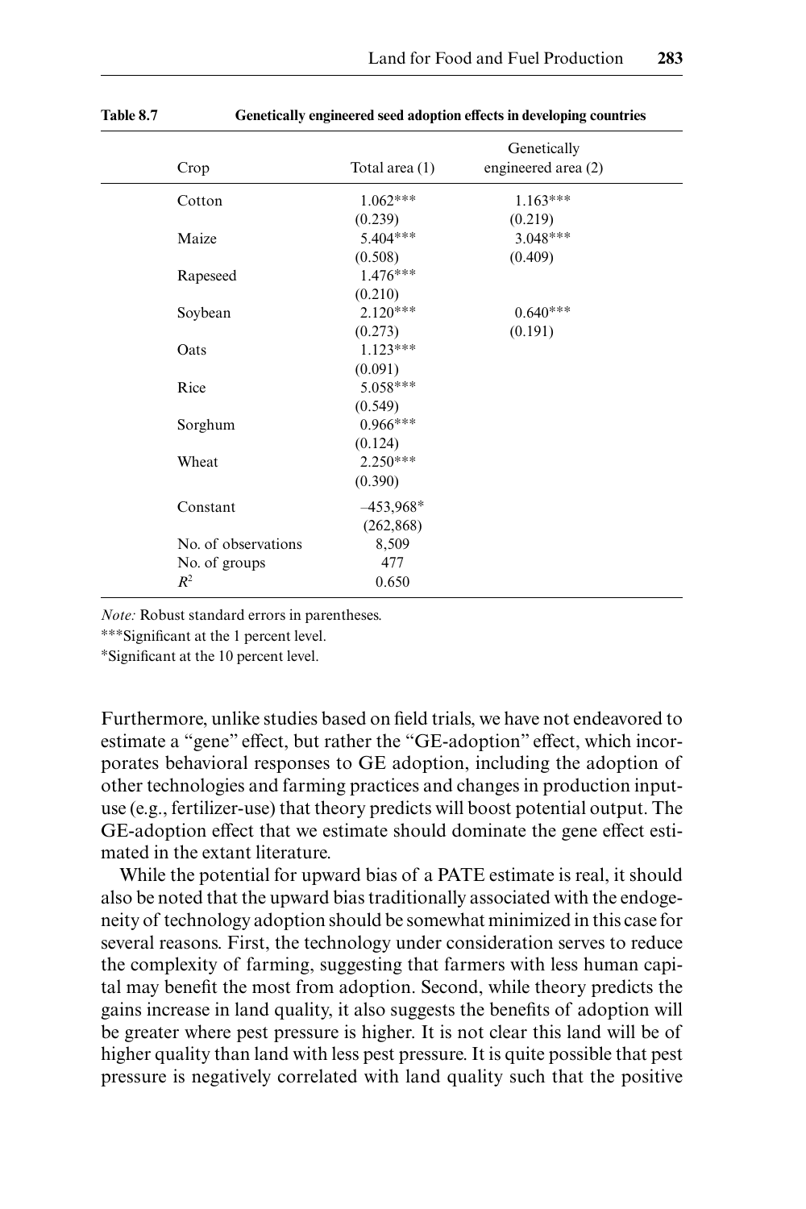**Table 8.7 Genetically engineered seed adoption effects in developing countries**

| Crop | Total area (1) | Genetically engineered area (2) |
|---|---|---|
| Cotton | 1.062*** | 1.163*** |
| | (0.239) | (0.219) |
| Maize | 5.404*** | 3.048*** |
| | (0.508) | (0.409) |
| Rapeseed | 1.476*** | |
| | (0.210) | |
| Soybean | 2.120*** | 0.640*** |
| | (0.273) | (0.191) |
| Oats | 1.123*** | |
| | (0.091) | |
| Rice | 5.058*** | |
| | (0.549) | |
| Sorghum | 0.966*** | |
| | (0.124) | |
| Wheat | 2.250*** | |
| | (0.390) | |
| Constant | –453,968* | |
| | (262,868) | |
| No. of observations | 8,509 | |
| No. of groups | 477 | |
| $R^2$ | 0.650 | |

*Note:* Robust standard errors in parentheses.

***Significant at the 1 percent level.

*Significant at the 10 percent level.

Furthermore, unlike studies based on field trials, we have not endeavored to estimate a "gene" effect, but rather the "GE-adoption" effect, which incorporates behavioral responses to GE adoption, including the adoption of other technologies and farming practices and changes in production input-use (e.g., fertilizer-use) that theory predicts will boost potential output. The GE-adoption effect that we estimate should dominate the gene effect estimated in the extant literature.

While the potential for upward bias of a PATE estimate is real, it should also be noted that the upward bias traditionally associated with the endogeneity of technology adoption should be somewhat minimized in this case for several reasons. First, the technology under consideration serves to reduce the complexity of farming, suggesting that farmers with less human capital may benefit the most from adoption. Second, while theory predicts the gains increase in land quality, it also suggests the benefits of adoption will be greater where pest pressure is higher. It is not clear this land will be of higher quality than land with less pest pressure. It is quite possible that pest pressure is negatively correlated with land quality such that the positive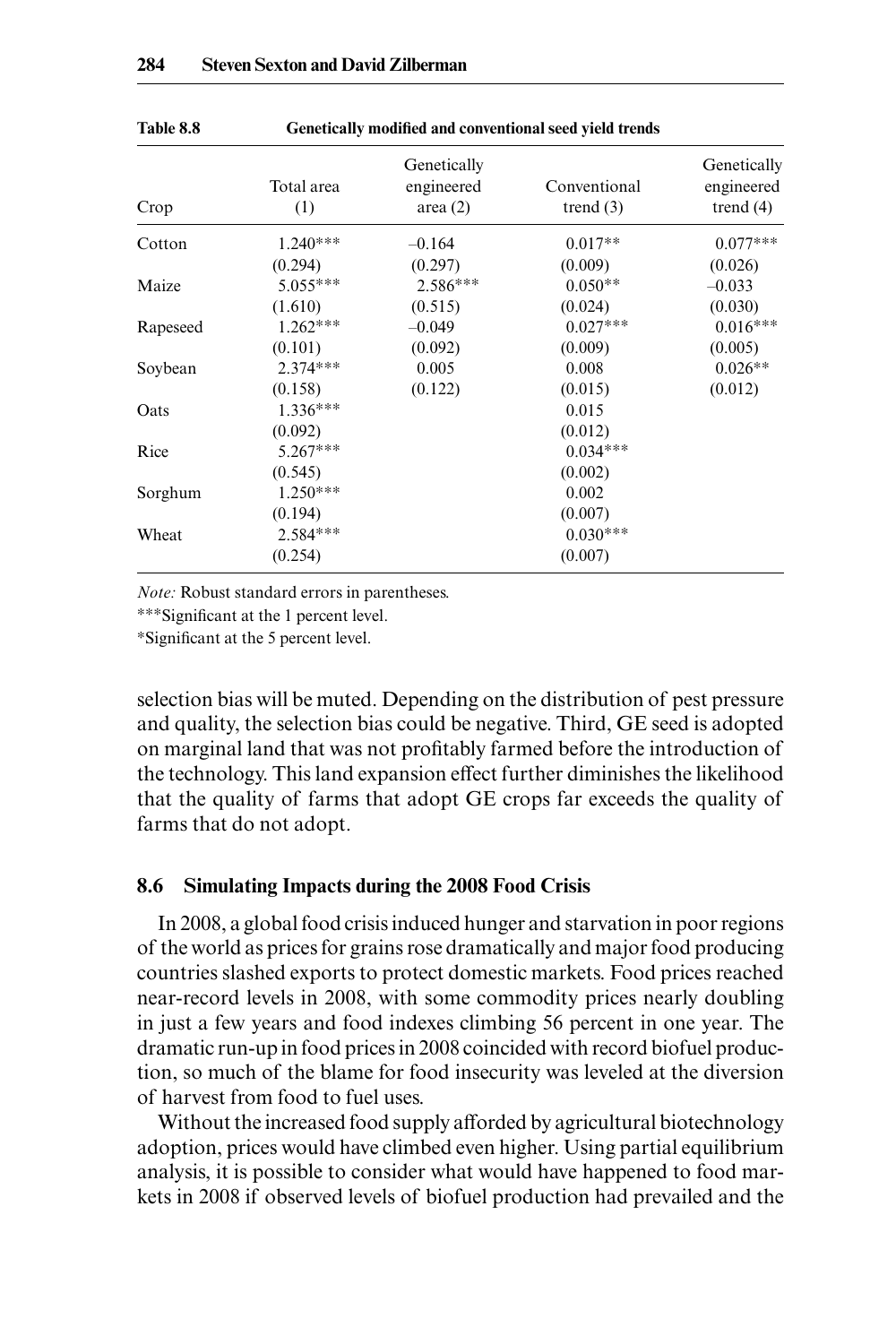Table 8.8 **Genetically modified and conventional seed yield trends**

| Crop | Total area (1) | Genetically engineered area (2) | Conventional trend (3) | Genetically engineered trend (4) |
|---|---|---|---|---|
| Cotton | 1.240*** | –0.164 | 0.017** | 0.077*** |
| | (0.294) | (0.297) | (0.009) | (0.026) |
| Maize | 5.055*** | 2.586*** | 0.050** | –0.033 |
| | (1.610) | (0.515) | (0.024) | (0.030) |
| Rapeseed | 1.262*** | –0.049 | 0.027*** | 0.016*** |
| | (0.101) | (0.092) | (0.009) | (0.005) |
| Soybean | 2.374*** | 0.005 | 0.008 | 0.026** |
| | (0.158) | (0.122) | (0.015) | (0.012) |
| Oats | 1.336*** | | 0.015 | |
| | (0.092) | | (0.012) | |
| Rice | 5.267*** | | 0.034*** | |
| | (0.545) | | (0.002) | |
| Sorghum | 1.250*** | | 0.002 | |
| | (0.194) | | (0.007) | |
| Wheat | 2.584*** | | 0.030*** | |
| | (0.254) | | (0.007) | |

*Note:* Robust standard errors in parentheses.

***Significant at the 1 percent level.

*Significant at the 5 percent level.

selection bias will be muted. Depending on the distribution of pest pressure and quality, the selection bias could be negative. Third, GE seed is adopted on marginal land that was not profitably farmed before the introduction of the technology. This land expansion effect further diminishes the likelihood that the quality of farms that adopt GE crops far exceeds the quality of farms that do not adopt.

### 8.6 Simulating Impacts during the 2008 Food Crisis

In 2008, a global food crisis induced hunger and starvation in poor regions of the world as prices for grains rose dramatically and major food producing countries slashed exports to protect domestic markets. Food prices reached near-record levels in 2008, with some commodity prices nearly doubling in just a few years and food indexes climbing 56 percent in one year. The dramatic run-up in food prices in 2008 coincided with record biofuel production, so much of the blame for food insecurity was leveled at the diversion of harvest from food to fuel uses.

Without the increased food supply afforded by agricultural biotechnology adoption, prices would have climbed even higher. Using partial equilibrium analysis, it is possible to consider what would have happened to food markets in 2008 if observed levels of biofuel production had prevailed and the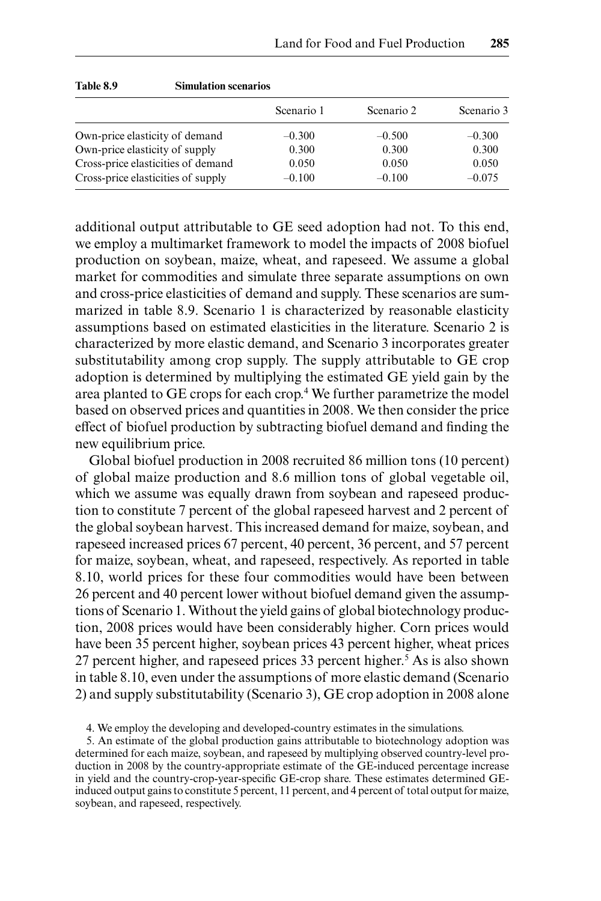**Table 8.9 Simulation scenarios**

| | Scenario 1 | Scenario 2 | Scenario 3 |
|---|---|---|---|
| Own-price elasticity of demand | –0.300 | –0.500 | –0.300 |
| Own-price elasticity of supply | 0.300 | 0.300 | 0.300 |
| Cross-price elasticities of demand | 0.050 | 0.050 | 0.050 |
| Cross-price elasticities of supply | –0.100 | –0.100 | –0.075 |

additional output attributable to GE seed adoption had not. To this end, we employ a multimarket framework to model the impacts of 2008 biofuel production on soybean, maize, wheat, and rapeseed. We assume a global market for commodities and simulate three separate assumptions on own and cross-price elasticities of demand and supply. These scenarios are summarized in table 8.9. Scenario 1 is characterized by reasonable elasticity assumptions based on estimated elasticities in the literature. Scenario 2 is characterized by more elastic demand, and Scenario 3 incorporates greater substitutability among crop supply. The supply attributable to GE crop adoption is determined by multiplying the estimated GE yield gain by the area planted to GE crops for each crop.[4] We further parametrize the model based on observed prices and quantities in 2008. We then consider the price effect of biofuel production by subtracting biofuel demand and finding the new equilibrium price.

Global biofuel production in 2008 recruited 86 million tons (10 percent) of global maize production and 8.6 million tons of global vegetable oil, which we assume was equally drawn from soybean and rapeseed production to constitute 7 percent of the global rapeseed harvest and 2 percent of the global soybean harvest. This increased demand for maize, soybean, and rapeseed increased prices 67 percent, 40 percent, 36 percent, and 57 percent for maize, soybean, wheat, and rapeseed, respectively. As reported in table 8.10, world prices for these four commodities would have been between 26 percent and 40 percent lower without biofuel demand given the assumptions of Scenario 1. Without the yield gains of global biotechnology production, 2008 prices would have been considerably higher. Corn prices would have been 35 percent higher, soybean prices 43 percent higher, wheat prices 27 percent higher, and rapeseed prices 33 percent higher.[5] As is also shown in table 8.10, even under the assumptions of more elastic demand (Scenario 2) and supply substitutability (Scenario 3), GE crop adoption in 2008 alone

4. We employ the developing and developed-country estimates in the simulations.

5. An estimate of the global production gains attributable to biotechnology adoption was determined for each maize, soybean, and rapeseed by multiplying observed country-level production in 2008 by the country-appropriate estimate of the GE-induced percentage increase in yield and the country-crop-year-specific GE-crop share. These estimates determined GE-induced output gains to constitute 5 percent, 11 percent, and 4 percent of total output for maize, soybean, and rapeseed, respectively.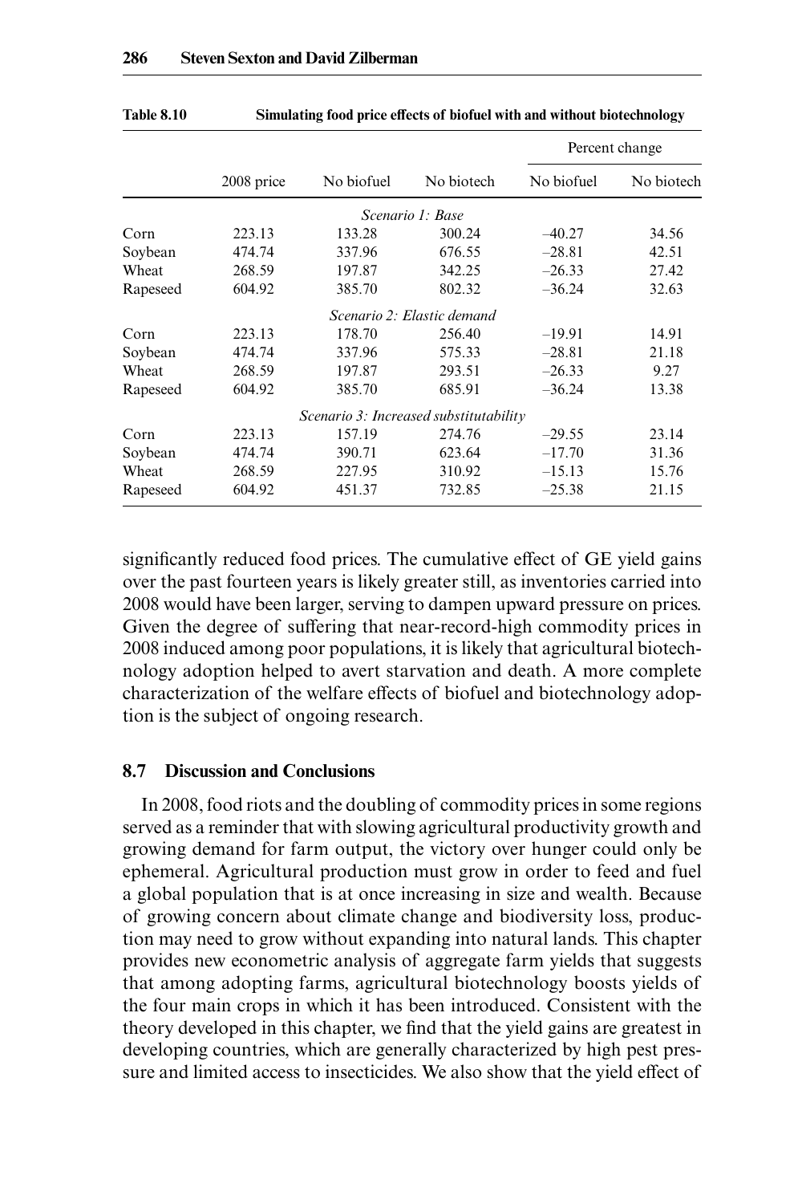**Table 8.10 Simulating food price effects of biofuel with and without biotechnology**

| | 2008 price | No biofuel | No biotech | Percent change | |
|---|---|---|---|---|---|
| | | | | No biofuel | No biotech |
| *Scenario 1: Base* | | | | | |
| Corn | 223.13 | 133.28 | 300.24 | –40.27 | 34.56 |
| Soybean | 474.74 | 337.96 | 676.55 | –28.81 | 42.51 |
| Wheat | 268.59 | 197.87 | 342.25 | –26.33 | 27.42 |
| Rapeseed | 604.92 | 385.70 | 802.32 | –36.24 | 32.63 |
| *Scenario 2: Elastic demand* | | | | | |
| Corn | 223.13 | 178.70 | 256.40 | –19.91 | 14.91 |
| Soybean | 474.74 | 337.96 | 575.33 | –28.81 | 21.18 |
| Wheat | 268.59 | 197.87 | 293.51 | –26.33 | 9.27 |
| Rapeseed | 604.92 | 385.70 | 685.91 | –36.24 | 13.38 |
| *Scenario 3: Increased substitutability* | | | | | |
| Corn | 223.13 | 157.19 | 274.76 | –29.55 | 23.14 |
| Soybean | 474.74 | 390.71 | 623.64 | –17.70 | 31.36 |
| Wheat | 268.59 | 227.95 | 310.92 | –15.13 | 15.76 |
| Rapeseed | 604.92 | 451.37 | 732.85 | –25.38 | 21.15 |

significantly reduced food prices. The cumulative effect of GE yield gains over the past fourteen years is likely greater still, as inventories carried into 2008 would have been larger, serving to dampen upward pressure on prices. Given the degree of suffering that near-record-high commodity prices in 2008 induced among poor populations, it is likely that agricultural biotechnology adoption helped to avert starvation and death. A more complete characterization of the welfare effects of biofuel and biotechnology adoption is the subject of ongoing research.

## 8.7 Discussion and Conclusions

In 2008, food riots and the doubling of commodity prices in some regions served as a reminder that with slowing agricultural productivity growth and growing demand for farm output, the victory over hunger could only be ephemeral. Agricultural production must grow in order to feed and fuel a global population that is at once increasing in size and wealth. Because of growing concern about climate change and biodiversity loss, production may need to grow without expanding into natural lands. This chapter provides new econometric analysis of aggregate farm yields that suggests that among adopting farms, agricultural biotechnology boosts yields of the four main crops in which it has been introduced. Consistent with the theory developed in this chapter, we find that the yield gains are greatest in developing countries, which are generally characterized by high pest pressure and limited access to insecticides. We also show that the yield effect of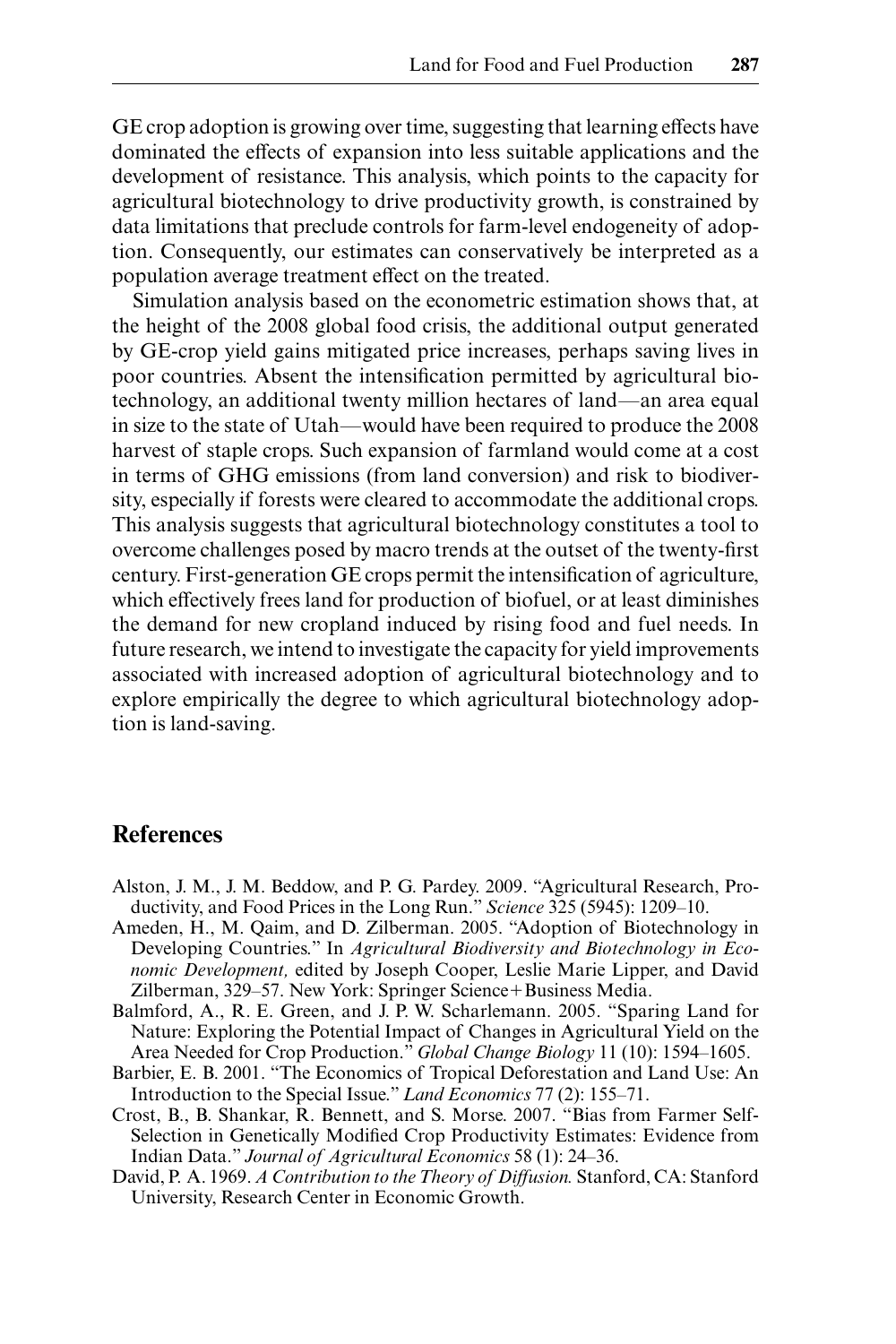GE crop adoption is growing over time, suggesting that learning effects have dominated the effects of expansion into less suitable applications and the development of resistance. This analysis, which points to the capacity for agricultural biotechnology to drive productivity growth, is constrained by data limitations that preclude controls for farm-level endogeneity of adoption. Consequently, our estimates can conservatively be interpreted as a population average treatment effect on the treated.

Simulation analysis based on the econometric estimation shows that, at the height of the 2008 global food crisis, the additional output generated by GE-crop yield gains mitigated price increases, perhaps saving lives in poor countries. Absent the intensification permitted by agricultural biotechnology, an additional twenty million hectares of land—an area equal in size to the state of Utah—would have been required to produce the 2008 harvest of staple crops. Such expansion of farmland would come at a cost in terms of GHG emissions (from land conversion) and risk to biodiversity, especially if forests were cleared to accommodate the additional crops. This analysis suggests that agricultural biotechnology constitutes a tool to overcome challenges posed by macro trends at the outset of the twenty-first century. First-generation GE crops permit the intensification of agriculture, which effectively frees land for production of biofuel, or at least diminishes the demand for new cropland induced by rising food and fuel needs. In future research, we intend to investigate the capacity for yield improvements associated with increased adoption of agricultural biotechnology and to explore empirically the degree to which agricultural biotechnology adoption is land-saving.

## References

Alston, J. M., J. M. Beddow, and P. G. Pardey. 2009. "Agricultural Research, Productivity, and Food Prices in the Long Run." *Science* 325 (5945): 1209–10.

Ameden, H., M. Qaim, and D. Zilberman. 2005. "Adoption of Biotechnology in Developing Countries." In *Agricultural Biodiversity and Biotechnology in Economic Development,* edited by Joseph Cooper, Leslie Marie Lipper, and David Zilberman, 329–57. New York: Springer Science+Business Media.

Balmford, A., R. E. Green, and J. P. W. Scharlemann. 2005. "Sparing Land for Nature: Exploring the Potential Impact of Changes in Agricultural Yield on the Area Needed for Crop Production." *Global Change Biology* 11 (10): 1594–1605.

Barbier, E. B. 2001. "The Economics of Tropical Deforestation and Land Use: An Introduction to the Special Issue." *Land Economics* 77 (2): 155–71.

Crost, B., B. Shankar, R. Bennett, and S. Morse. 2007. "Bias from Farmer Self-Selection in Genetically Modified Crop Productivity Estimates: Evidence from Indian Data." *Journal of Agricultural Economics* 58 (1): 24–36.

David, P. A. 1969. *A Contribution to the Theory of Diffusion.* Stanford, CA: Stanford University, Research Center in Economic Growth.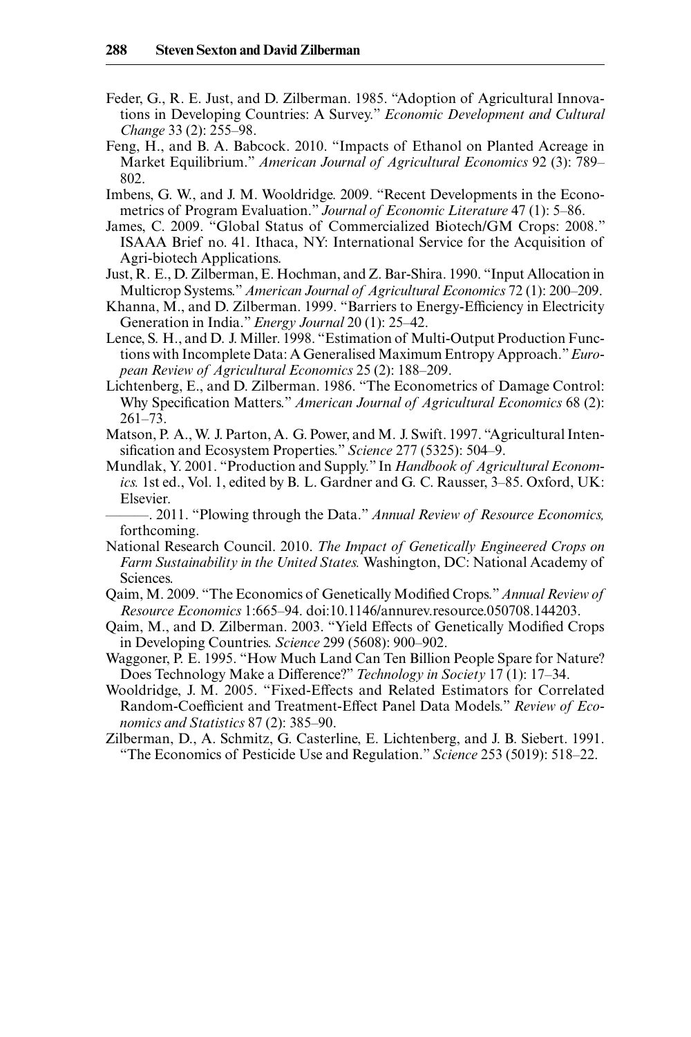Feder, G., R. E. Just, and D. Zilberman. 1985. "Adoption of Agricultural Innovations in Developing Countries: A Survey." *Economic Development and Cultural Change* 33 (2): 255–98.

Feng, H., and B. A. Babcock. 2010. "Impacts of Ethanol on Planted Acreage in Market Equilibrium." *American Journal of Agricultural Economics* 92 (3): 789–802.

Imbens, G. W., and J. M. Wooldridge. 2009. "Recent Developments in the Econometrics of Program Evaluation." *Journal of Economic Literature* 47 (1): 5–86.

James, C. 2009. "Global Status of Commercialized Biotech/GM Crops: 2008." ISAAA Brief no. 41. Ithaca, NY: International Service for the Acquisition of Agri-biotech Applications.

Just, R. E., D. Zilberman, E. Hochman, and Z. Bar-Shira. 1990. "Input Allocation in Multicrop Systems." *American Journal of Agricultural Economics* 72 (1): 200–209.

Khanna, M., and D. Zilberman. 1999. "Barriers to Energy-Efficiency in Electricity Generation in India." *Energy Journal* 20 (1): 25–42.

Lence, S. H., and D. J. Miller. 1998. "Estimation of Multi-Output Production Functions with Incomplete Data: A Generalised Maximum Entropy Approach." *European Review of Agricultural Economics* 25 (2): 188–209.

Lichtenberg, E., and D. Zilberman. 1986. "The Econometrics of Damage Control: Why Specification Matters." *American Journal of Agricultural Economics* 68 (2): 261–73.

Matson, P. A., W. J. Parton, A. G. Power, and M. J. Swift. 1997. "Agricultural Intensification and Ecosystem Properties." *Science* 277 (5325): 504–9.

Mundlak, Y. 2001. "Production and Supply." In *Handbook of Agricultural Economics.* 1st ed., Vol. 1, edited by B. L. Gardner and G. C. Rausser, 3–85. Oxford, UK: Elsevier.

———. 2011. "Plowing through the Data." *Annual Review of Resource Economics,* forthcoming.

National Research Council. 2010. *The Impact of Genetically Engineered Crops on Farm Sustainability in the United States.* Washington, DC: National Academy of Sciences.

Qaim, M. 2009. "The Economics of Genetically Modified Crops." *Annual Review of Resource Economics* 1:665–94. doi:10.1146/annurev.resource.050708.144203.

Qaim, M., and D. Zilberman. 2003. "Yield Effects of Genetically Modified Crops in Developing Countries. *Science* 299 (5608): 900–902.

Waggoner, P. E. 1995. "How Much Land Can Ten Billion People Spare for Nature? Does Technology Make a Difference?" *Technology in Society* 17 (1): 17–34.

Wooldridge, J. M. 2005. "Fixed-Effects and Related Estimators for Correlated Random-Coefficient and Treatment-Effect Panel Data Models." *Review of Economics and Statistics* 87 (2): 385–90.

Zilberman, D., A. Schmitz, G. Casterline, E. Lichtenberg, and J. B. Siebert. 1991. "The Economics of Pesticide Use and Regulation." *Science* 253 (5019): 518–22.